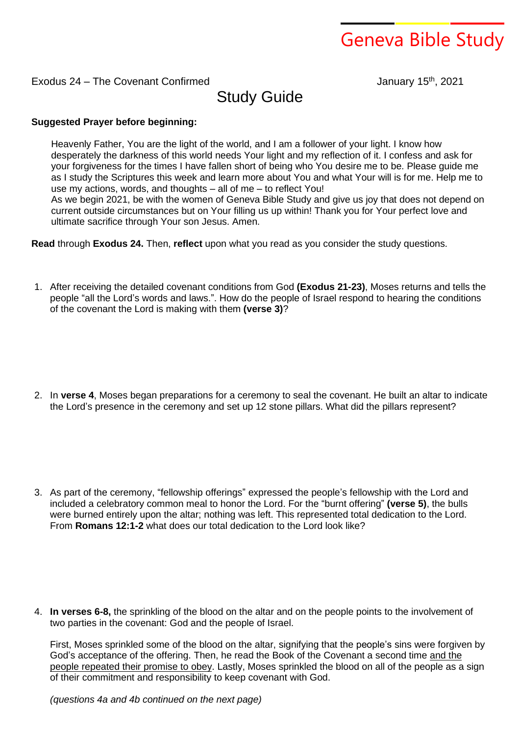# Geneva Bible Study

Exodus 24 – The Covenant Confirmed

January 15th, 2021

## Study Guide

**Suggested Prayer before beginning:**

Heavenly Father, You are the light of the world, and I am a follower of your light. I know how desperately the darkness of this world needs Your light and my reflection of it. I confess and ask for your forgiveness for the times I have fallen short of being who You desire me to be. Please guide me as I study the Scriptures this week and learn more about You and what Your will is for me. Help me to use my actions, words, and thoughts – all of me – to reflect You!
As we begin 2021, be with the women of Geneva Bible Study and give us joy that does not depend on current outside circumstances but on Your filling us up within! Thank you for Your perfect love and ultimate sacrifice through Your son Jesus. Amen.

**Read** through **Exodus 24.** Then, **reflect** upon what you read as you consider the study questions.

1. After receiving the detailed covenant conditions from God **(Exodus 21-23)**, Moses returns and tells the people "all the Lord's words and laws.". How do the people of Israel respond to hearing the conditions of the covenant the Lord is making with them **(verse 3)**?

2. In **verse 4**, Moses began preparations for a ceremony to seal the covenant. He built an altar to indicate the Lord's presence in the ceremony and set up 12 stone pillars. What did the pillars represent?

3. As part of the ceremony, "fellowship offerings" expressed the people's fellowship with the Lord and included a celebratory common meal to honor the Lord. For the "burnt offering" **(verse 5)**, the bulls were burned entirely upon the altar; nothing was left. This represented total dedication to the Lord. From **Romans 12:1-2** what does our total dedication to the Lord look like?

4. **In verses 6-8,** the sprinkling of the blood on the altar and on the people points to the involvement of two parties in the covenant: God and the people of Israel.

   First, Moses sprinkled some of the blood on the altar, signifying that the people's sins were forgiven by God's acceptance of the offering. Then, he read the Book of the Covenant a second time <u>and the people repeated their promise to obey</u>. Lastly, Moses sprinkled the blood on all of the people as a sign of their commitment and responsibility to keep covenant with God.

   *(questions 4a and 4b continued on the next page)*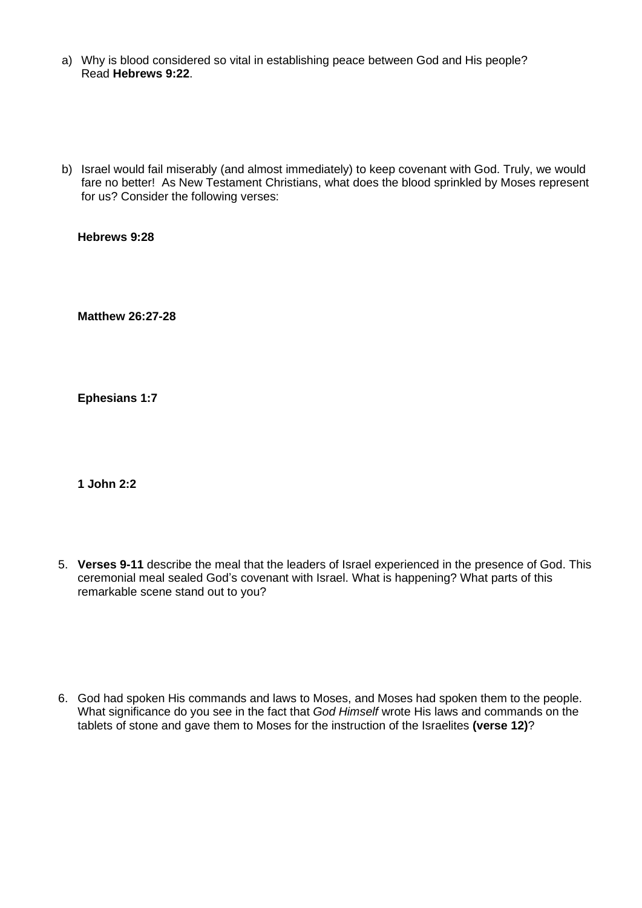a) Why is blood considered so vital in establishing peace between God and His people? Read **Hebrews 9:22**.

b) Israel would fail miserably (and almost immediately) to keep covenant with God. Truly, we would fare no better! As New Testament Christians, what does the blood sprinkled by Moses represent for us? Consider the following verses:

**Hebrews 9:28**

**Matthew 26:27-28**

**Ephesians 1:7**

**1 John 2:2**

5. **Verses 9-11** describe the meal that the leaders of Israel experienced in the presence of God. This ceremonial meal sealed God's covenant with Israel. What is happening? What parts of this remarkable scene stand out to you?

6. God had spoken His commands and laws to Moses, and Moses had spoken them to the people. What significance do you see in the fact that *God Himself* wrote His laws and commands on the tablets of stone and gave them to Moses for the instruction of the Israelites **(verse 12)**?